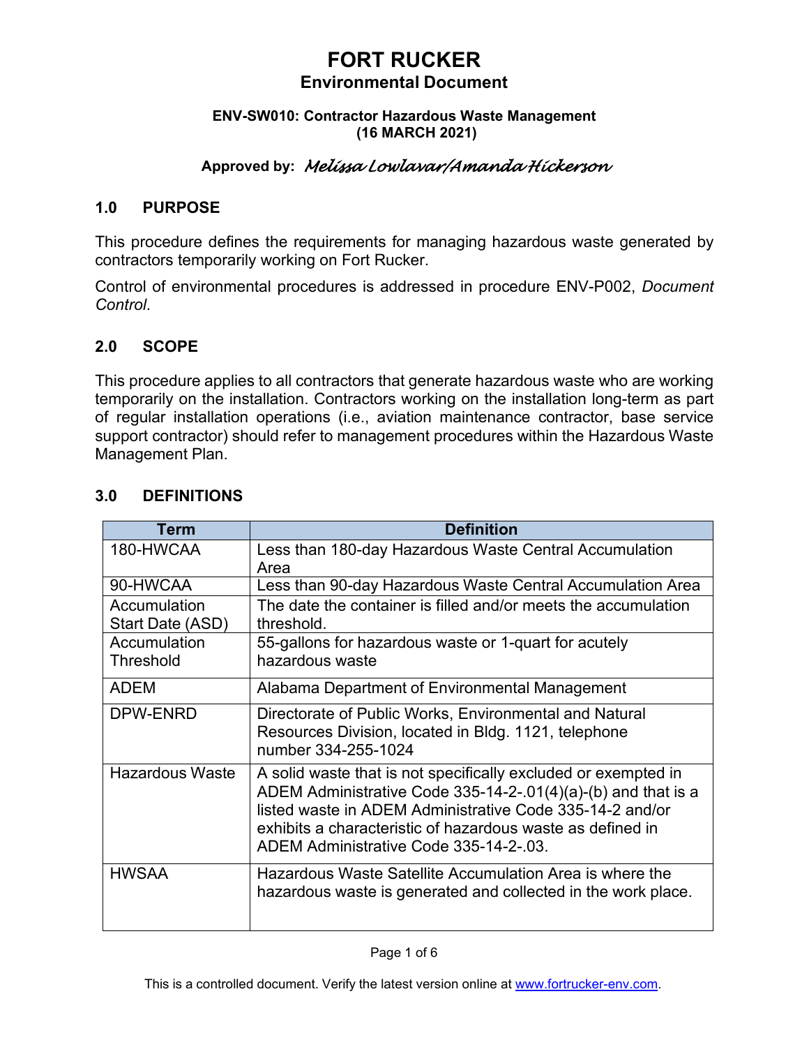# FORT RUCKER

## Environmental Document

**ENV-SW010: Contractor Hazardous Waste Management (16 MARCH 2021)**

**Approved by:** *Melissa Lowlavar/Amanda Hickerson*

## 1.0 PURPOSE

This procedure defines the requirements for managing hazardous waste generated by contractors temporarily working on Fort Rucker.

Control of environmental procedures is addressed in procedure ENV-P002, *Document Control*.

## 2.0 SCOPE

This procedure applies to all contractors that generate hazardous waste who are working temporarily on the installation. Contractors working on the installation long-term as part of regular installation operations (i.e., aviation maintenance contractor, base service support contractor) should refer to management procedures within the Hazardous Waste Management Plan.

## 3.0 DEFINITIONS

| Term | Definition |
|---|---|
| 180-HWCAA | Less than 180-day Hazardous Waste Central Accumulation Area |
| 90-HWCAA | Less than 90-day Hazardous Waste Central Accumulation Area |
| Accumulation Start Date (ASD) | The date the container is filled and/or meets the accumulation threshold. |
| Accumulation Threshold | 55-gallons for hazardous waste or 1-quart for acutely hazardous waste |
| ADEM | Alabama Department of Environmental Management |
| DPW-ENRD | Directorate of Public Works, Environmental and Natural Resources Division, located in Bldg. 1121, telephone number 334-255-1024 |
| Hazardous Waste | A solid waste that is not specifically excluded or exempted in ADEM Administrative Code 335-14-2-.01(4)(a)-(b) and that is a listed waste in ADEM Administrative Code 335-14-2 and/or exhibits a characteristic of hazardous waste as defined in ADEM Administrative Code 335-14-2-.03. |
| HWSAA | Hazardous Waste Satellite Accumulation Area is where the hazardous waste is generated and collected in the work place. |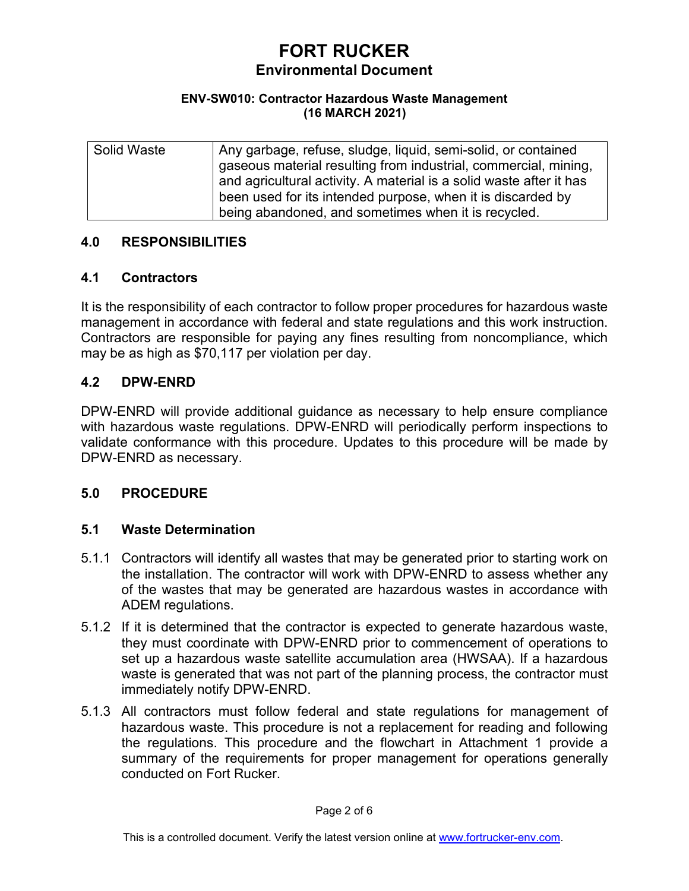| Solid Waste | Any garbage, refuse, sludge, liquid, semi-solid, or contained gaseous material resulting from industrial, commercial, mining, and agricultural activity. A material is a solid waste after it has been used for its intended purpose, when it is discarded by being abandoned, and sometimes when it is recycled. |
|---|---|

## 4.0 RESPONSIBILITIES

### 4.1 Contractors

It is the responsibility of each contractor to follow proper procedures for hazardous waste management in accordance with federal and state regulations and this work instruction. Contractors are responsible for paying any fines resulting from noncompliance, which may be as high as $70,117 per violation per day.

### 4.2 DPW-ENRD

DPW-ENRD will provide additional guidance as necessary to help ensure compliance with hazardous waste regulations. DPW-ENRD will periodically perform inspections to validate conformance with this procedure. Updates to this procedure will be made by DPW-ENRD as necessary.

## 5.0 PROCEDURE

### 5.1 Waste Determination

5.1.1 Contractors will identify all wastes that may be generated prior to starting work on the installation. The contractor will work with DPW-ENRD to assess whether any of the wastes that may be generated are hazardous wastes in accordance with ADEM regulations.

5.1.2 If it is determined that the contractor is expected to generate hazardous waste, they must coordinate with DPW-ENRD prior to commencement of operations to set up a hazardous waste satellite accumulation area (HWSAA). If a hazardous waste is generated that was not part of the planning process, the contractor must immediately notify DPW-ENRD.

5.1.3 All contractors must follow federal and state regulations for management of hazardous waste. This procedure is not a replacement for reading and following the regulations. This procedure and the flowchart in Attachment 1 provide a summary of the requirements for proper management for operations generally conducted on Fort Rucker.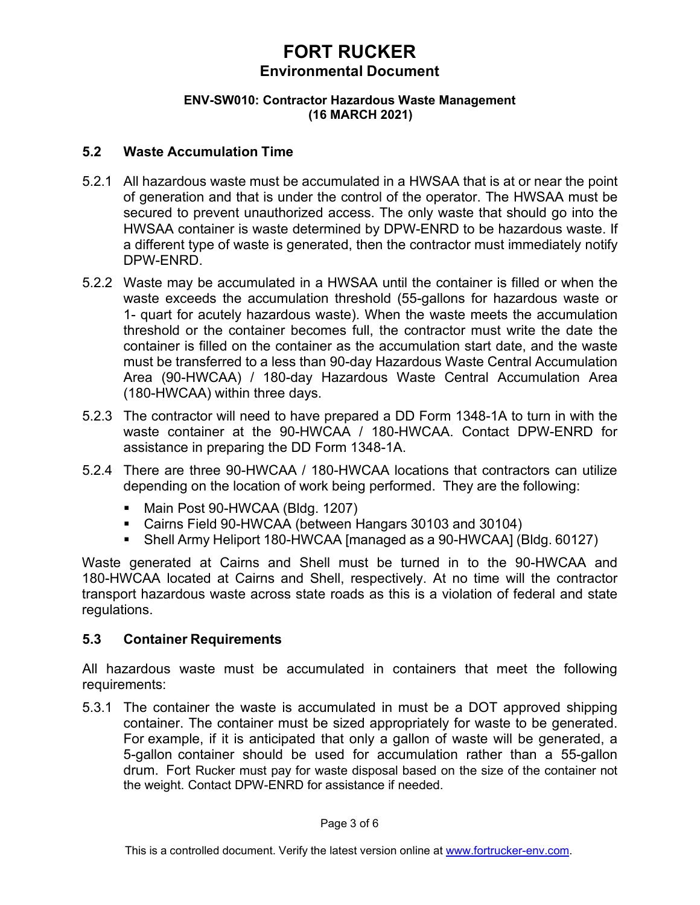## 5.2 Waste Accumulation Time

5.2.1 All hazardous waste must be accumulated in a HWSAA that is at or near the point of generation and that is under the control of the operator. The HWSAA must be secured to prevent unauthorized access. The only waste that should go into the HWSAA container is waste determined by DPW-ENRD to be hazardous waste. If a different type of waste is generated, then the contractor must immediately notify DPW-ENRD.

5.2.2 Waste may be accumulated in a HWSAA until the container is filled or when the waste exceeds the accumulation threshold (55-gallons for hazardous waste or 1- quart for acutely hazardous waste). When the waste meets the accumulation threshold or the container becomes full, the contractor must write the date the container is filled on the container as the accumulation start date, and the waste must be transferred to a less than 90-day Hazardous Waste Central Accumulation Area (90-HWCAA) / 180-day Hazardous Waste Central Accumulation Area (180-HWCAA) within three days.

5.2.3 The contractor will need to have prepared a DD Form 1348-1A to turn in with the waste container at the 90-HWCAA / 180-HWCAA. Contact DPW-ENRD for assistance in preparing the DD Form 1348-1A.

5.2.4 There are three 90-HWCAA / 180-HWCAA locations that contractors can utilize depending on the location of work being performed. They are the following:

- Main Post 90-HWCAA (Bldg. 1207)
- Cairns Field 90-HWCAA (between Hangars 30103 and 30104)
- Shell Army Heliport 180-HWCAA [managed as a 90-HWCAA] (Bldg. 60127)

Waste generated at Cairns and Shell must be turned in to the 90-HWCAA and 180-HWCAA located at Cairns and Shell, respectively. At no time will the contractor transport hazardous waste across state roads as this is a violation of federal and state regulations.

## 5.3 Container Requirements

All hazardous waste must be accumulated in containers that meet the following requirements:

5.3.1 The container the waste is accumulated in must be a DOT approved shipping container. The container must be sized appropriately for waste to be generated. For example, if it is anticipated that only a gallon of waste will be generated, a 5-gallon container should be used for accumulation rather than a 55-gallon drum. Fort Rucker must pay for waste disposal based on the size of the container not the weight. Contact DPW-ENRD for assistance if needed.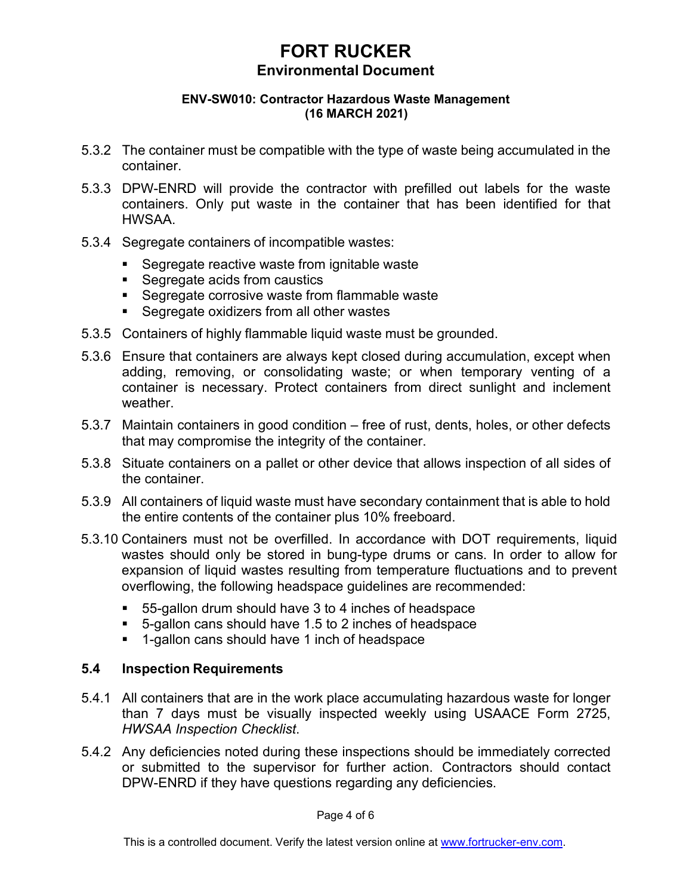5.3.2 The container must be compatible with the type of waste being accumulated in the container.

5.3.3 DPW-ENRD will provide the contractor with prefilled out labels for the waste containers. Only put waste in the container that has been identified for that HWSAA.

5.3.4 Segregate containers of incompatible wastes:

- Segregate reactive waste from ignitable waste
- Segregate acids from caustics
- Segregate corrosive waste from flammable waste
- Segregate oxidizers from all other wastes

5.3.5 Containers of highly flammable liquid waste must be grounded.

5.3.6 Ensure that containers are always kept closed during accumulation, except when adding, removing, or consolidating waste; or when temporary venting of a container is necessary. Protect containers from direct sunlight and inclement weather.

5.3.7 Maintain containers in good condition – free of rust, dents, holes, or other defects that may compromise the integrity of the container.

5.3.8 Situate containers on a pallet or other device that allows inspection of all sides of the container.

5.3.9 All containers of liquid waste must have secondary containment that is able to hold the entire contents of the container plus 10% freeboard.

5.3.10 Containers must not be overfilled. In accordance with DOT requirements, liquid wastes should only be stored in bung-type drums or cans. In order to allow for expansion of liquid wastes resulting from temperature fluctuations and to prevent overflowing, the following headspace guidelines are recommended:

- 55-gallon drum should have 3 to 4 inches of headspace
- 5-gallon cans should have 1.5 to 2 inches of headspace
- 1-gallon cans should have 1 inch of headspace

## 5.4 Inspection Requirements

5.4.1 All containers that are in the work place accumulating hazardous waste for longer than 7 days must be visually inspected weekly using USAACE Form 2725, *HWSAA Inspection Checklist*.

5.4.2 Any deficiencies noted during these inspections should be immediately corrected or submitted to the supervisor for further action. Contractors should contact DPW-ENRD if they have questions regarding any deficiencies.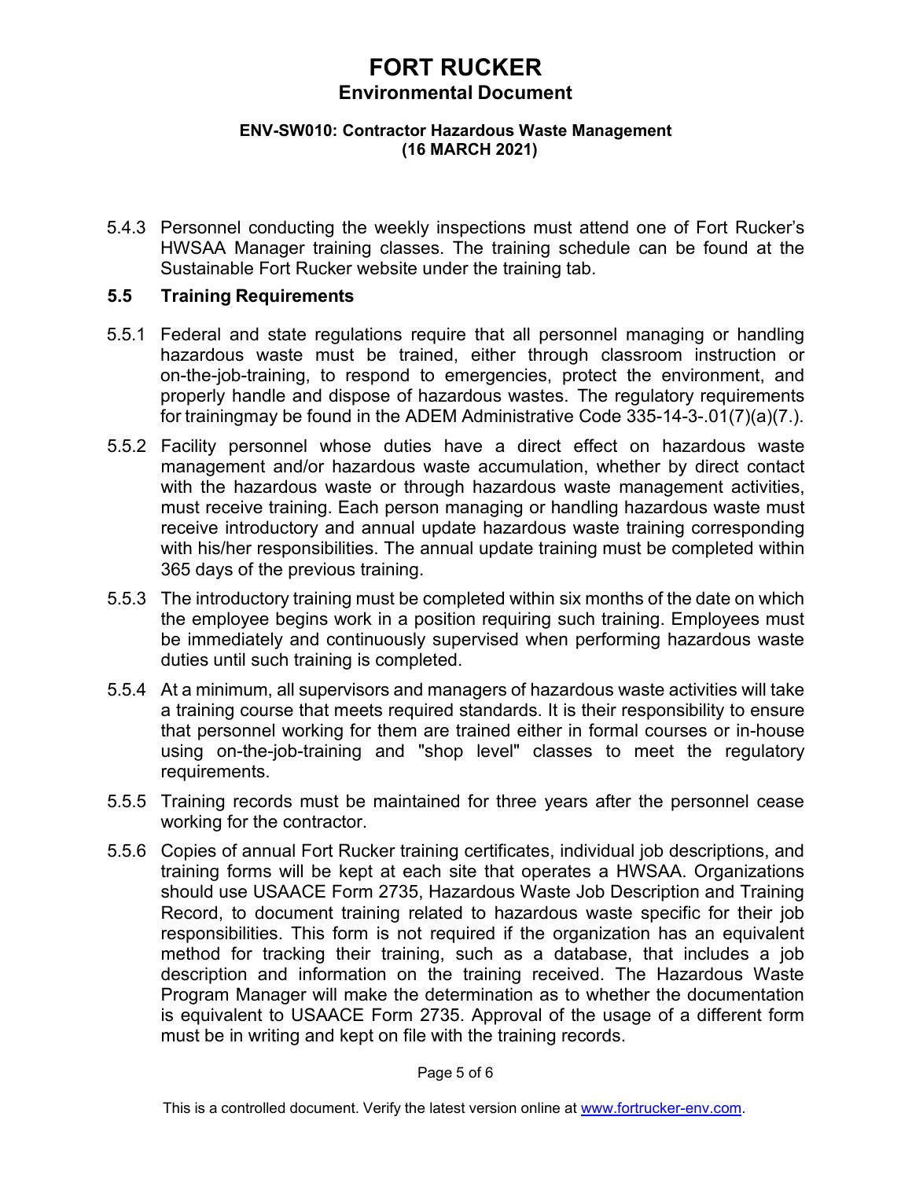5.4.3 Personnel conducting the weekly inspections must attend one of Fort Rucker's HWSAA Manager training classes. The training schedule can be found at the Sustainable Fort Rucker website under the training tab.

## 5.5 Training Requirements

5.5.1 Federal and state regulations require that all personnel managing or handling hazardous waste must be trained, either through classroom instruction or on-the-job-training, to respond to emergencies, protect the environment, and properly handle and dispose of hazardous wastes. The regulatory requirements for trainingmay be found in the ADEM Administrative Code 335-14-3-.01(7)(a)(7.).

5.5.2 Facility personnel whose duties have a direct effect on hazardous waste management and/or hazardous waste accumulation, whether by direct contact with the hazardous waste or through hazardous waste management activities, must receive training. Each person managing or handling hazardous waste must receive introductory and annual update hazardous waste training corresponding with his/her responsibilities. The annual update training must be completed within 365 days of the previous training.

5.5.3 The introductory training must be completed within six months of the date on which the employee begins work in a position requiring such training. Employees must be immediately and continuously supervised when performing hazardous waste duties until such training is completed.

5.5.4 At a minimum, all supervisors and managers of hazardous waste activities will take a training course that meets required standards. It is their responsibility to ensure that personnel working for them are trained either in formal courses or in-house using on-the-job-training and "shop level" classes to meet the regulatory requirements.

5.5.5 Training records must be maintained for three years after the personnel cease working for the contractor.

5.5.6 Copies of annual Fort Rucker training certificates, individual job descriptions, and training forms will be kept at each site that operates a HWSAA. Organizations should use USAACE Form 2735, Hazardous Waste Job Description and Training Record, to document training related to hazardous waste specific for their job responsibilities. This form is not required if the organization has an equivalent method for tracking their training, such as a database, that includes a job description and information on the training received. The Hazardous Waste Program Manager will make the determination as to whether the documentation is equivalent to USAACE Form 2735. Approval of the usage of a different form must be in writing and kept on file with the training records.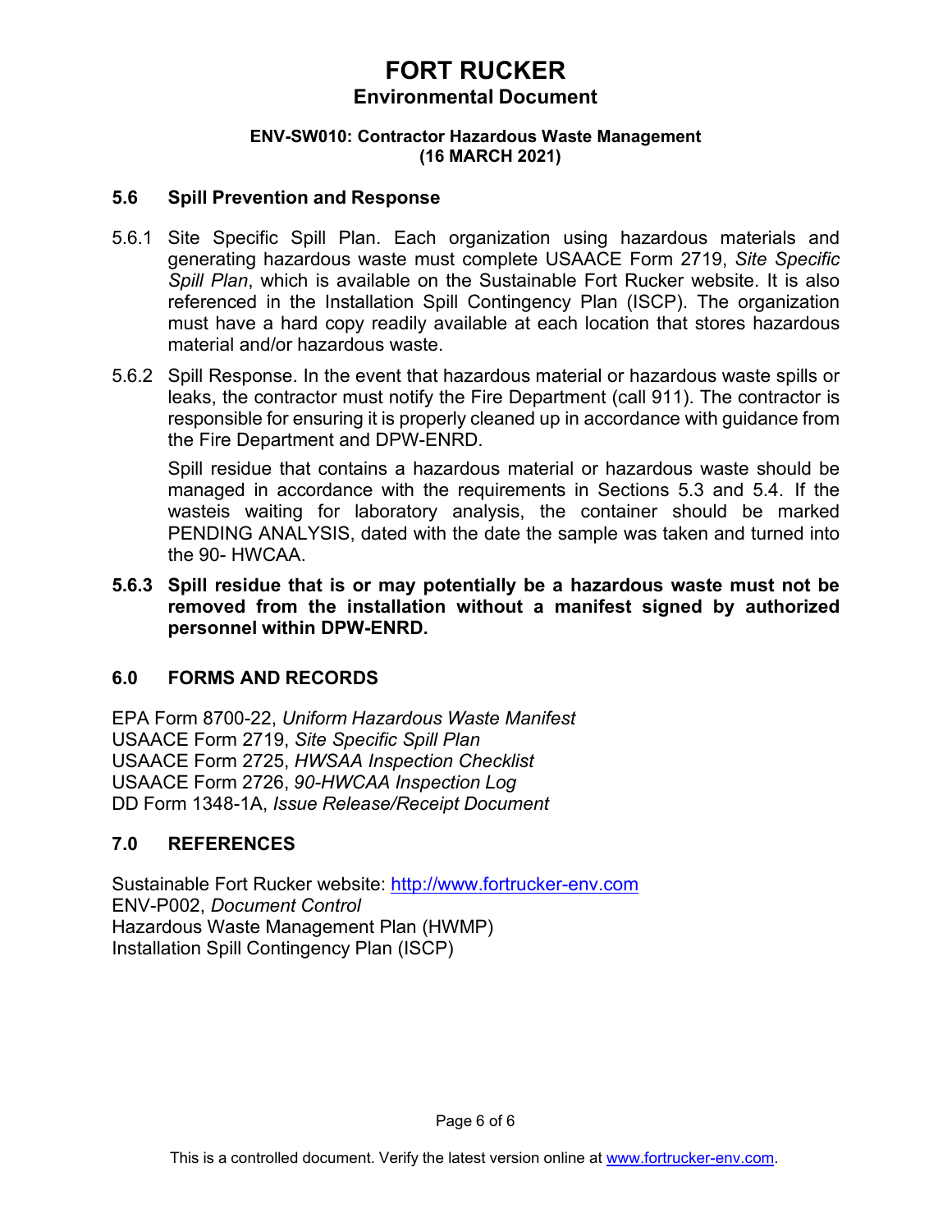## 5.6 Spill Prevention and Response

5.6.1 Site Specific Spill Plan. Each organization using hazardous materials and generating hazardous waste must complete USAACE Form 2719, *Site Specific Spill Plan*, which is available on the Sustainable Fort Rucker website. It is also referenced in the Installation Spill Contingency Plan (ISCP). The organization must have a hard copy readily available at each location that stores hazardous material and/or hazardous waste.

5.6.2 Spill Response. In the event that hazardous material or hazardous waste spills or leaks, the contractor must notify the Fire Department (call 911). The contractor is responsible for ensuring it is properly cleaned up in accordance with guidance from the Fire Department and DPW-ENRD.

Spill residue that contains a hazardous material or hazardous waste should be managed in accordance with the requirements in Sections 5.3 and 5.4. If the wasteis waiting for laboratory analysis, the container should be marked PENDING ANALYSIS, dated with the date the sample was taken and turned into the 90- HWCAA.

**5.6.3 Spill residue that is or may potentially be a hazardous waste must not be removed from the installation without a manifest signed by authorized personnel within DPW-ENRD.**

## 6.0 FORMS AND RECORDS

EPA Form 8700-22, *Uniform Hazardous Waste Manifest*
USAACE Form 2719, *Site Specific Spill Plan*
USAACE Form 2725, *HWSAA Inspection Checklist*
USAACE Form 2726, *90-HWCAA Inspection Log*
DD Form 1348-1A, *Issue Release/Receipt Document*

## 7.0 REFERENCES

Sustainable Fort Rucker website: http://www.fortrucker-env.com
ENV-P002, *Document Control*
Hazardous Waste Management Plan (HWMP)
Installation Spill Contingency Plan (ISCP)